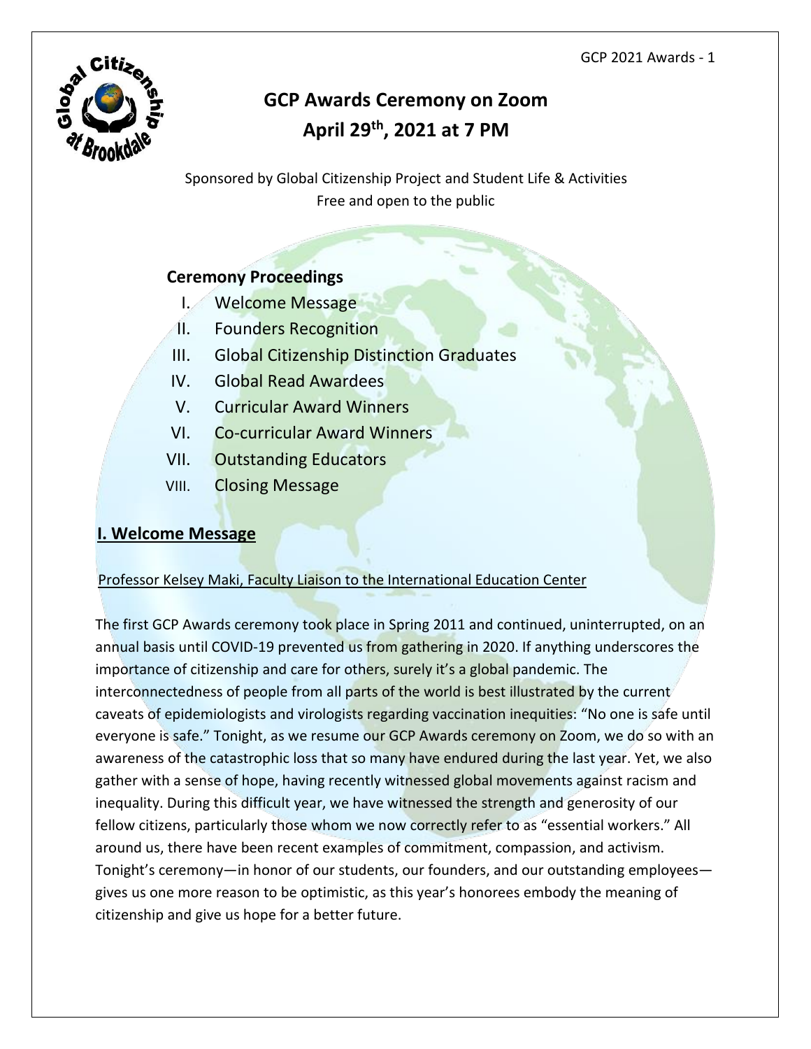# GCP Awards Ceremony on Zoom
# April 29th, 2021 at 7 PM

Sponsored by Global Citizenship Project and Student Life & Activities
Free and open to the public

## Ceremony Proceedings

I. Welcome Message
II. Founders Recognition
III. Global Citizenship Distinction Graduates
IV. Global Read Awardees
V. Curricular Award Winners
VI. Co-curricular Award Winners
VII. Outstanding Educators
VIII. Closing Message

## I. Welcome Message

Professor Kelsey Maki, Faculty Liaison to the International Education Center

The first GCP Awards ceremony took place in Spring 2011 and continued, uninterrupted, on an annual basis until COVID-19 prevented us from gathering in 2020. If anything underscores the importance of citizenship and care for others, surely it's a global pandemic. The interconnectedness of people from all parts of the world is best illustrated by the current caveats of epidemiologists and virologists regarding vaccination inequities: "No one is safe until everyone is safe." Tonight, as we resume our GCP Awards ceremony on Zoom, we do so with an awareness of the catastrophic loss that so many have endured during the last year. Yet, we also gather with a sense of hope, having recently witnessed global movements against racism and inequality. During this difficult year, we have witnessed the strength and generosity of our fellow citizens, particularly those whom we now correctly refer to as "essential workers." All around us, there have been recent examples of commitment, compassion, and activism. Tonight's ceremony—in honor of our students, our founders, and our outstanding employees—gives us one more reason to be optimistic, as this year's honorees embody the meaning of citizenship and give us hope for a better future.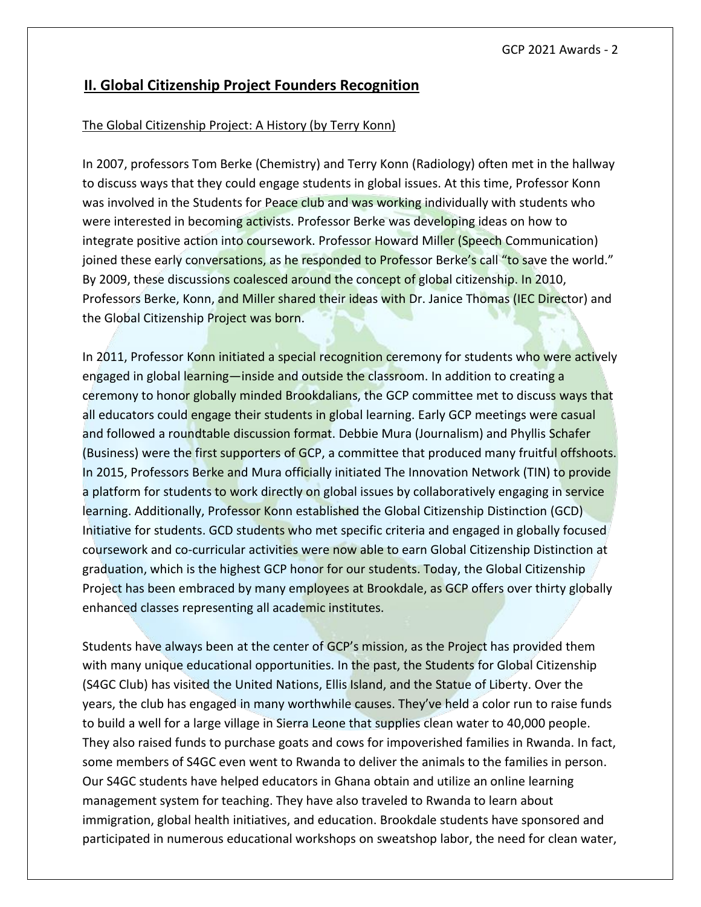## II. Global Citizenship Project Founders Recognition

The Global Citizenship Project: A History (by Terry Konn)

In 2007, professors Tom Berke (Chemistry) and Terry Konn (Radiology) often met in the hallway to discuss ways that they could engage students in global issues. At this time, Professor Konn was involved in the Students for Peace club and was working individually with students who were interested in becoming activists. Professor Berke was developing ideas on how to integrate positive action into coursework. Professor Howard Miller (Speech Communication) joined these early conversations, as he responded to Professor Berke's call "to save the world." By 2009, these discussions coalesced around the concept of global citizenship. In 2010, Professors Berke, Konn, and Miller shared their ideas with Dr. Janice Thomas (IEC Director) and the Global Citizenship Project was born.

In 2011, Professor Konn initiated a special recognition ceremony for students who were actively engaged in global learning—inside and outside the classroom. In addition to creating a ceremony to honor globally minded Brookdalians, the GCP committee met to discuss ways that all educators could engage their students in global learning. Early GCP meetings were casual and followed a roundtable discussion format. Debbie Mura (Journalism) and Phyllis Schafer (Business) were the first supporters of GCP, a committee that produced many fruitful offshoots. In 2015, Professors Berke and Mura officially initiated The Innovation Network (TIN) to provide a platform for students to work directly on global issues by collaboratively engaging in service learning. Additionally, Professor Konn established the Global Citizenship Distinction (GCD) Initiative for students. GCD students who met specific criteria and engaged in globally focused coursework and co-curricular activities were now able to earn Global Citizenship Distinction at graduation, which is the highest GCP honor for our students. Today, the Global Citizenship Project has been embraced by many employees at Brookdale, as GCP offers over thirty globally enhanced classes representing all academic institutes.

Students have always been at the center of GCP's mission, as the Project has provided them with many unique educational opportunities. In the past, the Students for Global Citizenship (S4GC Club) has visited the United Nations, Ellis Island, and the Statue of Liberty. Over the years, the club has engaged in many worthwhile causes. They've held a color run to raise funds to build a well for a large village in Sierra Leone that supplies clean water to 40,000 people. They also raised funds to purchase goats and cows for impoverished families in Rwanda. In fact, some members of S4GC even went to Rwanda to deliver the animals to the families in person. Our S4GC students have helped educators in Ghana obtain and utilize an online learning management system for teaching. They have also traveled to Rwanda to learn about immigration, global health initiatives, and education. Brookdale students have sponsored and participated in numerous educational workshops on sweatshop labor, the need for clean water,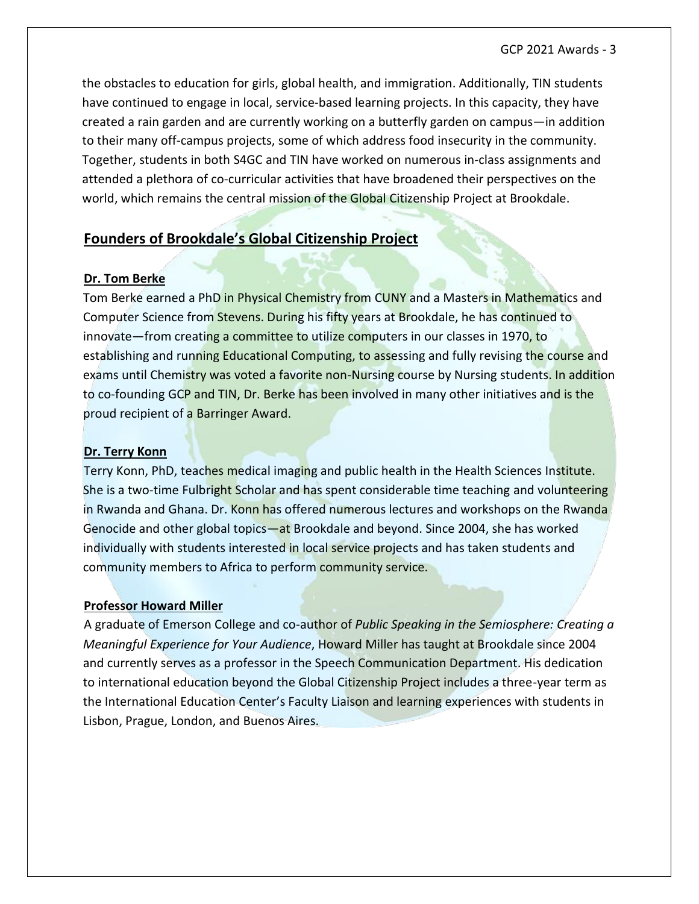the obstacles to education for girls, global health, and immigration. Additionally, TIN students have continued to engage in local, service-based learning projects. In this capacity, they have created a rain garden and are currently working on a butterfly garden on campus—in addition to their many off-campus projects, some of which address food insecurity in the community. Together, students in both S4GC and TIN have worked on numerous in-class assignments and attended a plethora of co-curricular activities that have broadened their perspectives on the world, which remains the central mission of the Global Citizenship Project at Brookdale.

## Founders of Brookdale's Global Citizenship Project

### Dr. Tom Berke

Tom Berke earned a PhD in Physical Chemistry from CUNY and a Masters in Mathematics and Computer Science from Stevens. During his fifty years at Brookdale, he has continued to innovate—from creating a committee to utilize computers in our classes in 1970, to establishing and running Educational Computing, to assessing and fully revising the course and exams until Chemistry was voted a favorite non-Nursing course by Nursing students. In addition to co-founding GCP and TIN, Dr. Berke has been involved in many other initiatives and is the proud recipient of a Barringer Award.

### Dr. Terry Konn

Terry Konn, PhD, teaches medical imaging and public health in the Health Sciences Institute. She is a two-time Fulbright Scholar and has spent considerable time teaching and volunteering in Rwanda and Ghana. Dr. Konn has offered numerous lectures and workshops on the Rwanda Genocide and other global topics—at Brookdale and beyond. Since 2004, she has worked individually with students interested in local service projects and has taken students and community members to Africa to perform community service.

### Professor Howard Miller

A graduate of Emerson College and co-author of *Public Speaking in the Semiosphere: Creating a Meaningful Experience for Your Audience*, Howard Miller has taught at Brookdale since 2004 and currently serves as a professor in the Speech Communication Department. His dedication to international education beyond the Global Citizenship Project includes a three-year term as the International Education Center's Faculty Liaison and learning experiences with students in Lisbon, Prague, London, and Buenos Aires.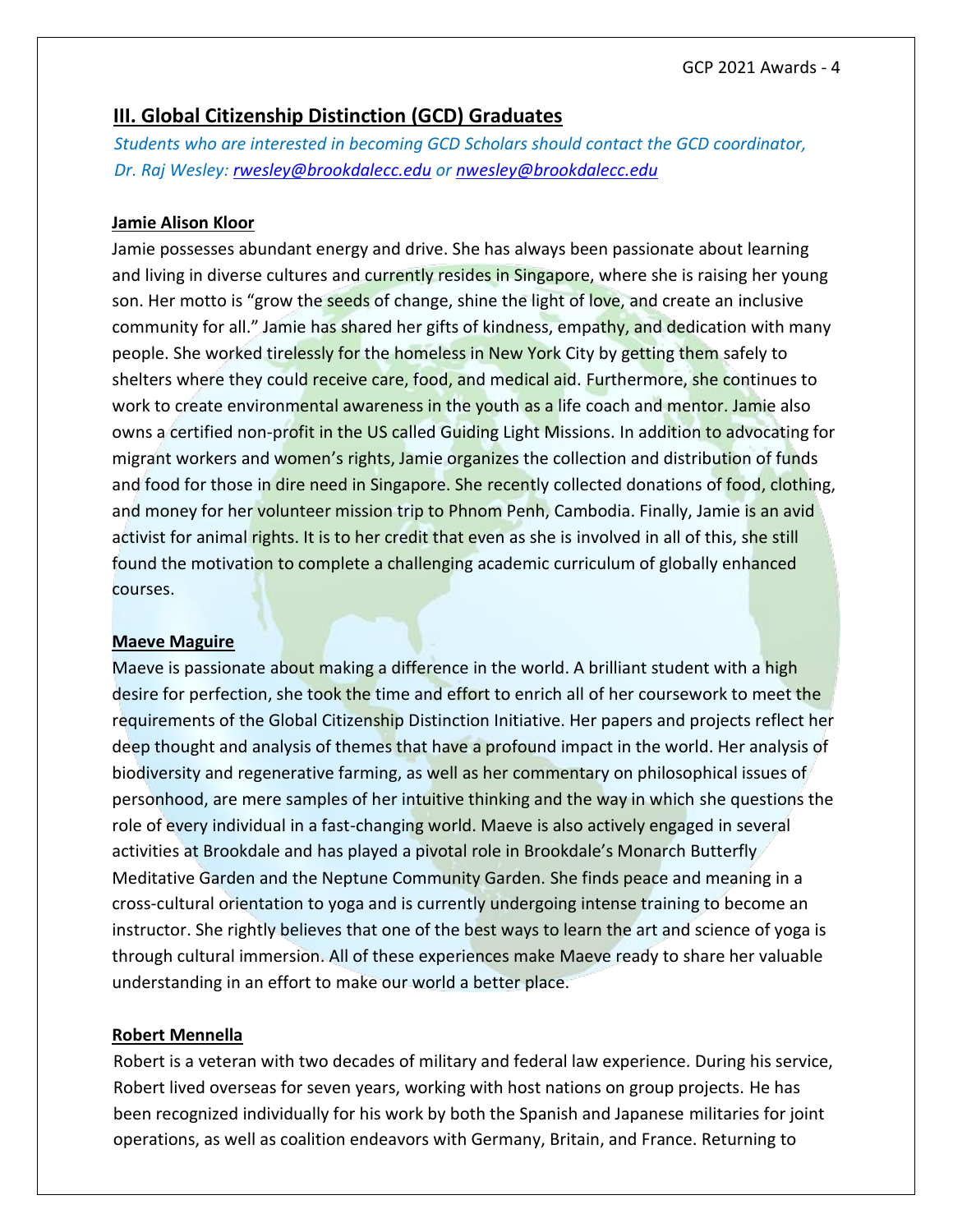## III. Global Citizenship Distinction (GCD) Graduates

*Students who are interested in becoming GCD Scholars should contact the GCD coordinator, Dr. Raj Wesley: rwesley@brookdalecc.edu or nwesley@brookdalecc.edu*

**Jamie Alison Kloor**

Jamie possesses abundant energy and drive. She has always been passionate about learning and living in diverse cultures and currently resides in Singapore, where she is raising her young son. Her motto is "grow the seeds of change, shine the light of love, and create an inclusive community for all." Jamie has shared her gifts of kindness, empathy, and dedication with many people. She worked tirelessly for the homeless in New York City by getting them safely to shelters where they could receive care, food, and medical aid. Furthermore, she continues to work to create environmental awareness in the youth as a life coach and mentor. Jamie also owns a certified non-profit in the US called Guiding Light Missions. In addition to advocating for migrant workers and women's rights, Jamie organizes the collection and distribution of funds and food for those in dire need in Singapore. She recently collected donations of food, clothing, and money for her volunteer mission trip to Phnom Penh, Cambodia. Finally, Jamie is an avid activist for animal rights. It is to her credit that even as she is involved in all of this, she still found the motivation to complete a challenging academic curriculum of globally enhanced courses.

**Maeve Maguire**

Maeve is passionate about making a difference in the world. A brilliant student with a high desire for perfection, she took the time and effort to enrich all of her coursework to meet the requirements of the Global Citizenship Distinction Initiative. Her papers and projects reflect her deep thought and analysis of themes that have a profound impact in the world. Her analysis of biodiversity and regenerative farming, as well as her commentary on philosophical issues of personhood, are mere samples of her intuitive thinking and the way in which she questions the role of every individual in a fast-changing world. Maeve is also actively engaged in several activities at Brookdale and has played a pivotal role in Brookdale's Monarch Butterfly Meditative Garden and the Neptune Community Garden. She finds peace and meaning in a cross-cultural orientation to yoga and is currently undergoing intense training to become an instructor. She rightly believes that one of the best ways to learn the art and science of yoga is through cultural immersion. All of these experiences make Maeve ready to share her valuable understanding in an effort to make our world a better place.

**Robert Mennella**

Robert is a veteran with two decades of military and federal law experience. During his service, Robert lived overseas for seven years, working with host nations on group projects. He has been recognized individually for his work by both the Spanish and Japanese militaries for joint operations, as well as coalition endeavors with Germany, Britain, and France. Returning to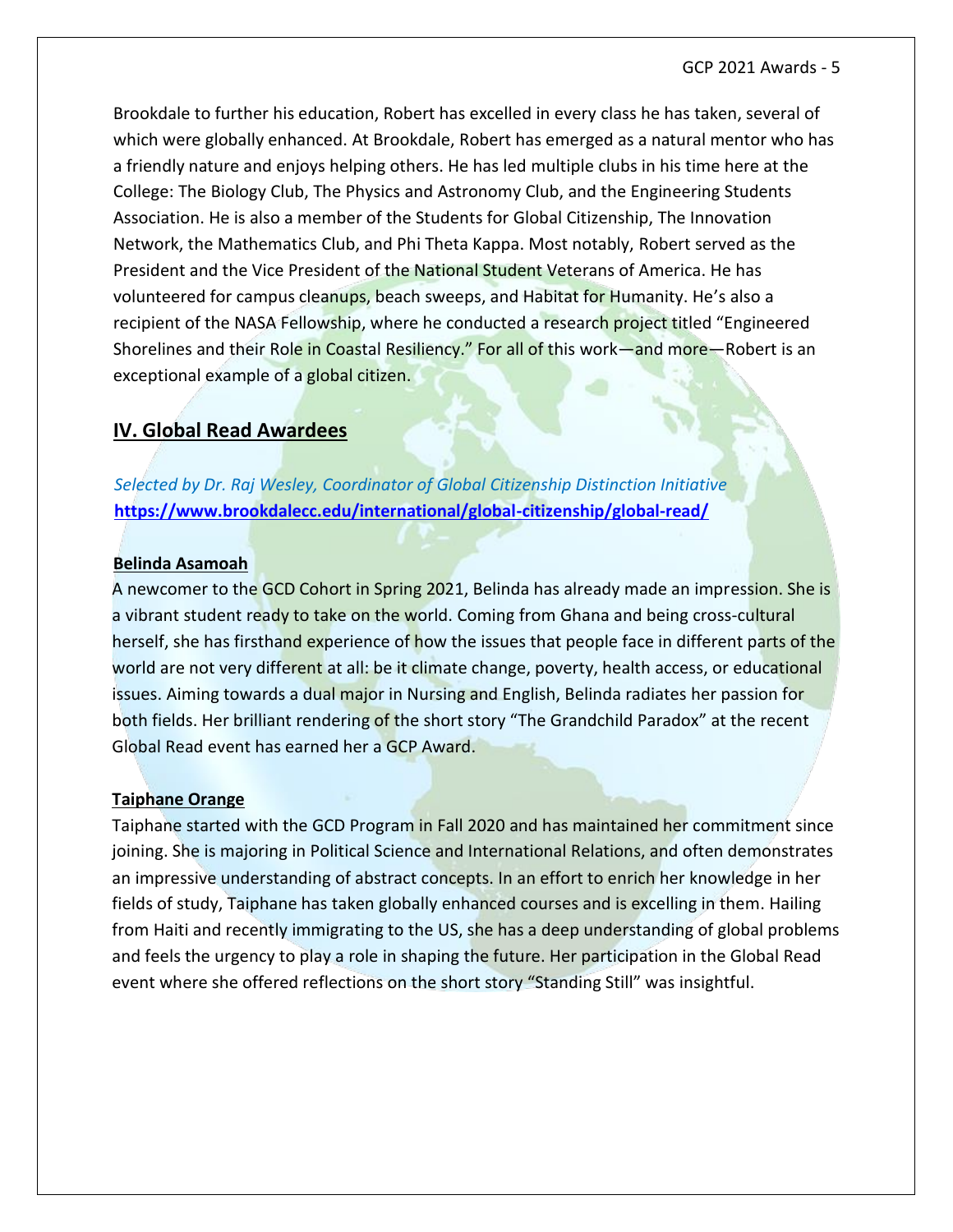Brookdale to further his education, Robert has excelled in every class he has taken, several of which were globally enhanced. At Brookdale, Robert has emerged as a natural mentor who has a friendly nature and enjoys helping others. He has led multiple clubs in his time here at the College: The Biology Club, The Physics and Astronomy Club, and the Engineering Students Association. He is also a member of the Students for Global Citizenship, The Innovation Network, the Mathematics Club, and Phi Theta Kappa. Most notably, Robert served as the President and the Vice President of the National Student Veterans of America. He has volunteered for campus cleanups, beach sweeps, and Habitat for Humanity. He's also a recipient of the NASA Fellowship, where he conducted a research project titled "Engineered Shorelines and their Role in Coastal Resiliency." For all of this work—and more—Robert is an exceptional example of a global citizen.

## IV. Global Read Awardees

*Selected by Dr. Raj Wesley, Coordinator of Global Citizenship Distinction Initiative*
**https://www.brookdalecc.edu/international/global-citizenship/global-read/**

**Belinda Asamoah**

A newcomer to the GCD Cohort in Spring 2021, Belinda has already made an impression. She is a vibrant student ready to take on the world. Coming from Ghana and being cross-cultural herself, she has firsthand experience of how the issues that people face in different parts of the world are not very different at all: be it climate change, poverty, health access, or educational issues. Aiming towards a dual major in Nursing and English, Belinda radiates her passion for both fields. Her brilliant rendering of the short story "The Grandchild Paradox" at the recent Global Read event has earned her a GCP Award.

**Taiphane Orange**

Taiphane started with the GCD Program in Fall 2020 and has maintained her commitment since joining. She is majoring in Political Science and International Relations, and often demonstrates an impressive understanding of abstract concepts. In an effort to enrich her knowledge in her fields of study, Taiphane has taken globally enhanced courses and is excelling in them. Hailing from Haiti and recently immigrating to the US, she has a deep understanding of global problems and feels the urgency to play a role in shaping the future. Her participation in the Global Read event where she offered reflections on the short story "Standing Still" was insightful.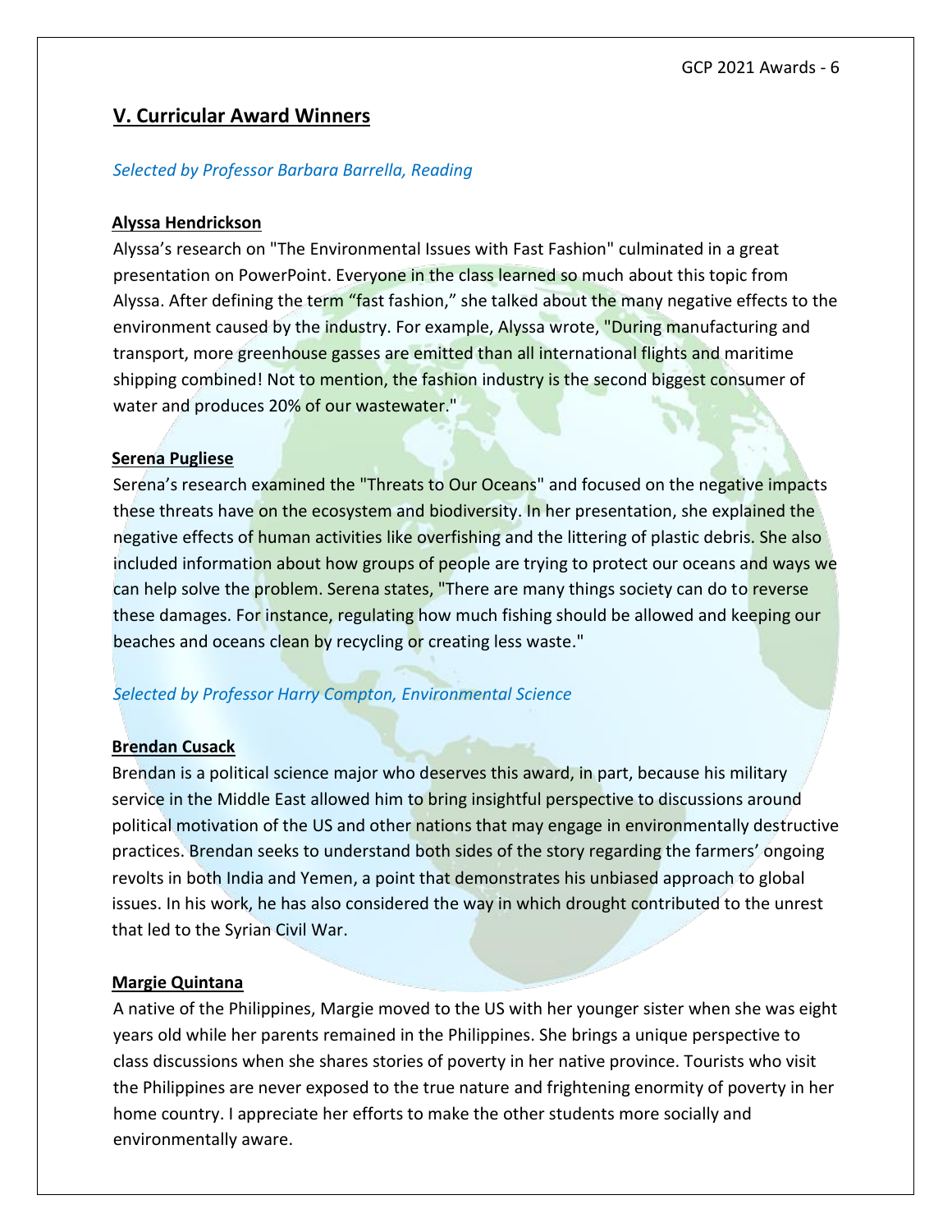## V. Curricular Award Winners

*Selected by Professor Barbara Barrella, Reading*

**Alyssa Hendrickson**

Alyssa's research on "The Environmental Issues with Fast Fashion" culminated in a great presentation on PowerPoint. Everyone in the class learned so much about this topic from Alyssa. After defining the term "fast fashion," she talked about the many negative effects to the environment caused by the industry. For example, Alyssa wrote, "During manufacturing and transport, more greenhouse gasses are emitted than all international flights and maritime shipping combined! Not to mention, the fashion industry is the second biggest consumer of water and produces 20% of our wastewater."

**Serena Pugliese**

Serena's research examined the "Threats to Our Oceans" and focused on the negative impacts these threats have on the ecosystem and biodiversity. In her presentation, she explained the negative effects of human activities like overfishing and the littering of plastic debris. She also included information about how groups of people are trying to protect our oceans and ways we can help solve the problem. Serena states, "There are many things society can do to reverse these damages. For instance, regulating how much fishing should be allowed and keeping our beaches and oceans clean by recycling or creating less waste."

*Selected by Professor Harry Compton, Environmental Science*

**Brendan Cusack**

Brendan is a political science major who deserves this award, in part, because his military service in the Middle East allowed him to bring insightful perspective to discussions around political motivation of the US and other nations that may engage in environmentally destructive practices. Brendan seeks to understand both sides of the story regarding the farmers' ongoing revolts in both India and Yemen, a point that demonstrates his unbiased approach to global issues. In his work, he has also considered the way in which drought contributed to the unrest that led to the Syrian Civil War.

**Margie Quintana**

A native of the Philippines, Margie moved to the US with her younger sister when she was eight years old while her parents remained in the Philippines. She brings a unique perspective to class discussions when she shares stories of poverty in her native province. Tourists who visit the Philippines are never exposed to the true nature and frightening enormity of poverty in her home country. I appreciate her efforts to make the other students more socially and environmentally aware.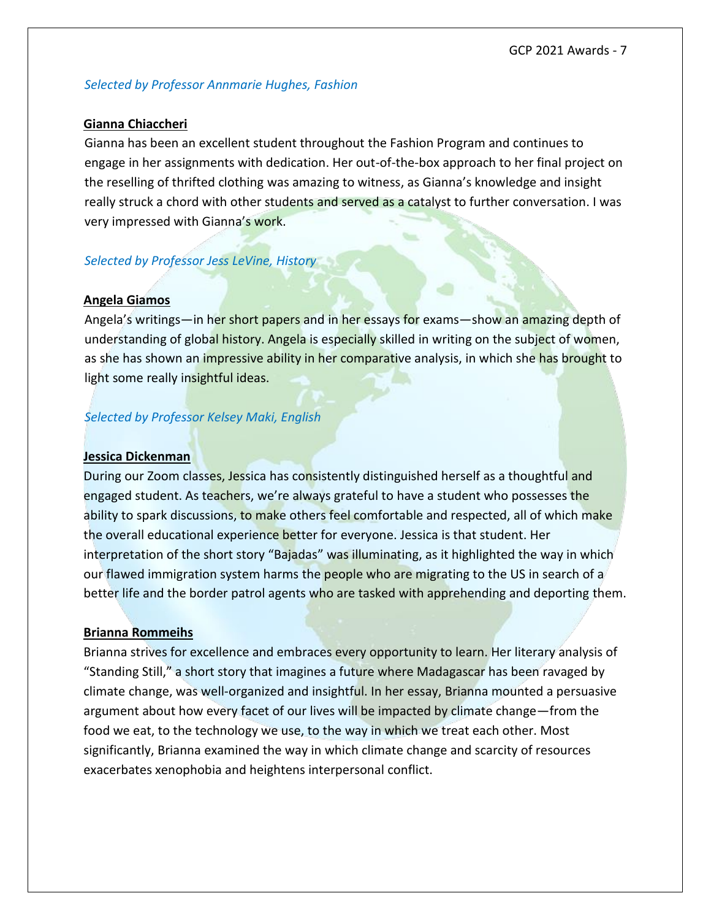*Selected by Professor Annmarie Hughes, Fashion*

**Gianna Chiaccheri**

Gianna has been an excellent student throughout the Fashion Program and continues to engage in her assignments with dedication. Her out-of-the-box approach to her final project on the reselling of thrifted clothing was amazing to witness, as Gianna's knowledge and insight really struck a chord with other students and served as a catalyst to further conversation. I was very impressed with Gianna's work.

*Selected by Professor Jess LeVine, History*

**Angela Giamos**

Angela's writings—in her short papers and in her essays for exams—show an amazing depth of understanding of global history. Angela is especially skilled in writing on the subject of women, as she has shown an impressive ability in her comparative analysis, in which she has brought to light some really insightful ideas.

*Selected by Professor Kelsey Maki, English*

**Jessica Dickenman**

During our Zoom classes, Jessica has consistently distinguished herself as a thoughtful and engaged student. As teachers, we're always grateful to have a student who possesses the ability to spark discussions, to make others feel comfortable and respected, all of which make the overall educational experience better for everyone. Jessica is that student. Her interpretation of the short story "Bajadas" was illuminating, as it highlighted the way in which our flawed immigration system harms the people who are migrating to the US in search of a better life and the border patrol agents who are tasked with apprehending and deporting them.

**Brianna Rommeihs**

Brianna strives for excellence and embraces every opportunity to learn. Her literary analysis of "Standing Still," a short story that imagines a future where Madagascar has been ravaged by climate change, was well-organized and insightful. In her essay, Brianna mounted a persuasive argument about how every facet of our lives will be impacted by climate change—from the food we eat, to the technology we use, to the way in which we treat each other. Most significantly, Brianna examined the way in which climate change and scarcity of resources exacerbates xenophobia and heightens interpersonal conflict.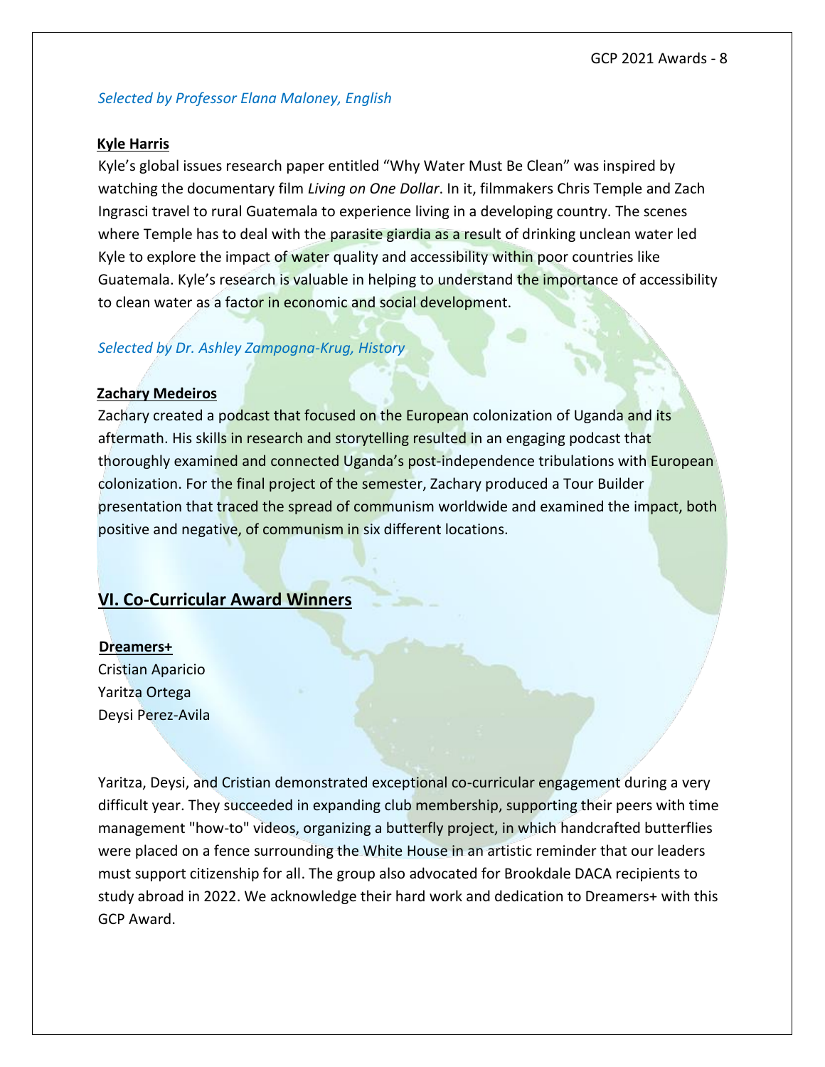*Selected by Professor Elana Maloney, English*

**Kyle Harris**

Kyle's global issues research paper entitled "Why Water Must Be Clean" was inspired by watching the documentary film *Living on One Dollar*. In it, filmmakers Chris Temple and Zach Ingrasci travel to rural Guatemala to experience living in a developing country. The scenes where Temple has to deal with the parasite giardia as a result of drinking unclean water led Kyle to explore the impact of water quality and accessibility within poor countries like Guatemala. Kyle's research is valuable in helping to understand the importance of accessibility to clean water as a factor in economic and social development.

*Selected by Dr. Ashley Zampogna-Krug, History*

**Zachary Medeiros**

Zachary created a podcast that focused on the European colonization of Uganda and its aftermath. His skills in research and storytelling resulted in an engaging podcast that thoroughly examined and connected Uganda's post-independence tribulations with European colonization. For the final project of the semester, Zachary produced a Tour Builder presentation that traced the spread of communism worldwide and examined the impact, both positive and negative, of communism in six different locations.

## VI. Co-Curricular Award Winners

**Dreamers+**

Cristian Aparicio
Yaritza Ortega
Deysi Perez-Avila

Yaritza, Deysi, and Cristian demonstrated exceptional co-curricular engagement during a very difficult year. They succeeded in expanding club membership, supporting their peers with time management "how-to" videos, organizing a butterfly project, in which handcrafted butterflies were placed on a fence surrounding the White House in an artistic reminder that our leaders must support citizenship for all. The group also advocated for Brookdale DACA recipients to study abroad in 2022. We acknowledge their hard work and dedication to Dreamers+ with this GCP Award.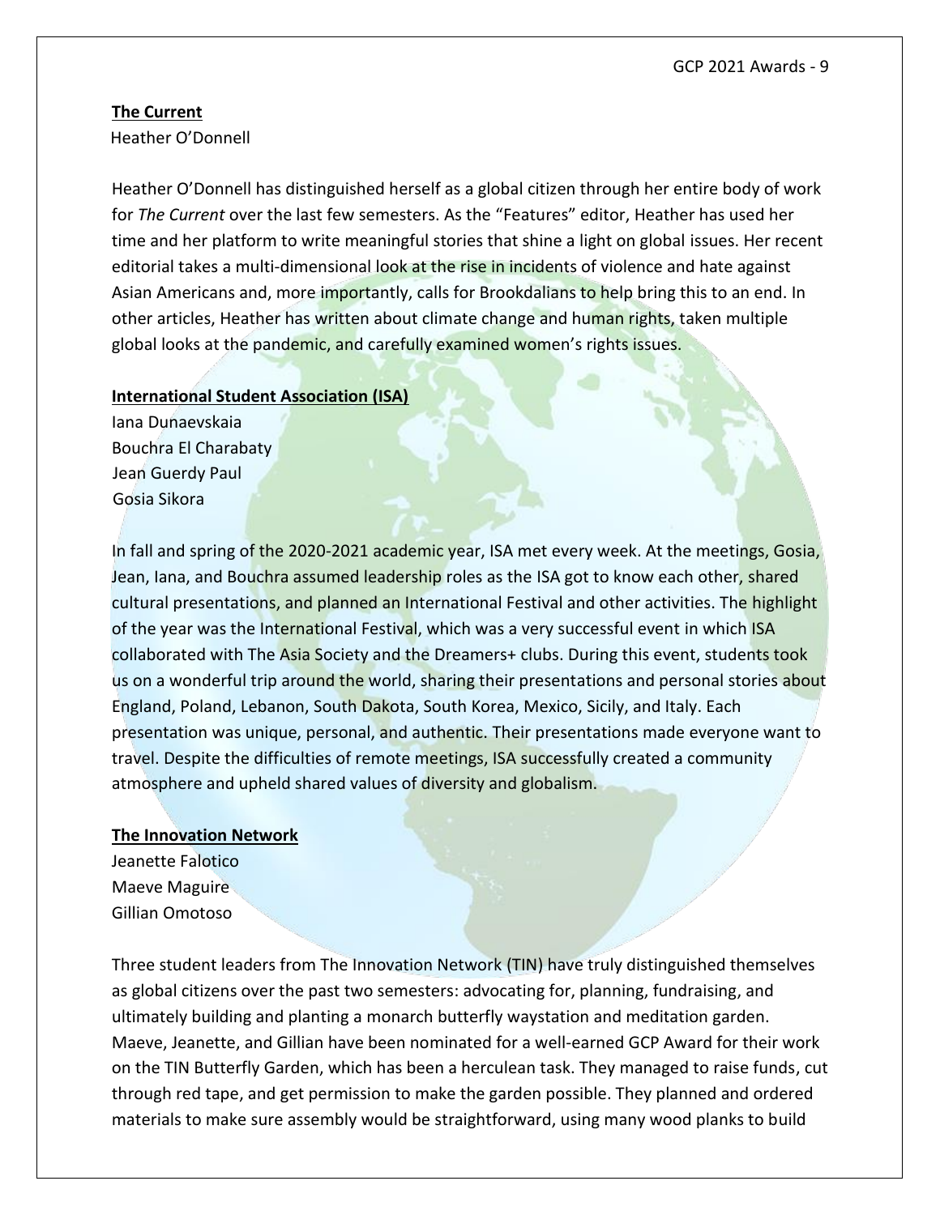**The Current**

Heather O'Donnell

Heather O'Donnell has distinguished herself as a global citizen through her entire body of work for *The Current* over the last few semesters. As the "Features" editor, Heather has used her time and her platform to write meaningful stories that shine a light on global issues. Her recent editorial takes a multi-dimensional look at the rise in incidents of violence and hate against Asian Americans and, more importantly, calls for Brookdalians to help bring this to an end. In other articles, Heather has written about climate change and human rights, taken multiple global looks at the pandemic, and carefully examined women's rights issues.

**International Student Association (ISA)**

Iana Dunaevskaia
Bouchra El Charabaty
Jean Guerdy Paul
Gosia Sikora

In fall and spring of the 2020-2021 academic year, ISA met every week. At the meetings, Gosia, Jean, Iana, and Bouchra assumed leadership roles as the ISA got to know each other, shared cultural presentations, and planned an International Festival and other activities. The highlight of the year was the International Festival, which was a very successful event in which ISA collaborated with The Asia Society and the Dreamers+ clubs. During this event, students took us on a wonderful trip around the world, sharing their presentations and personal stories about England, Poland, Lebanon, South Dakota, South Korea, Mexico, Sicily, and Italy. Each presentation was unique, personal, and authentic. Their presentations made everyone want to travel. Despite the difficulties of remote meetings, ISA successfully created a community atmosphere and upheld shared values of diversity and globalism.

**The Innovation Network**

Jeanette Falotico
Maeve Maguire
Gillian Omotoso

Three student leaders from The Innovation Network (TIN) have truly distinguished themselves as global citizens over the past two semesters: advocating for, planning, fundraising, and ultimately building and planting a monarch butterfly waystation and meditation garden. Maeve, Jeanette, and Gillian have been nominated for a well-earned GCP Award for their work on the TIN Butterfly Garden, which has been a herculean task. They managed to raise funds, cut through red tape, and get permission to make the garden possible. They planned and ordered materials to make sure assembly would be straightforward, using many wood planks to build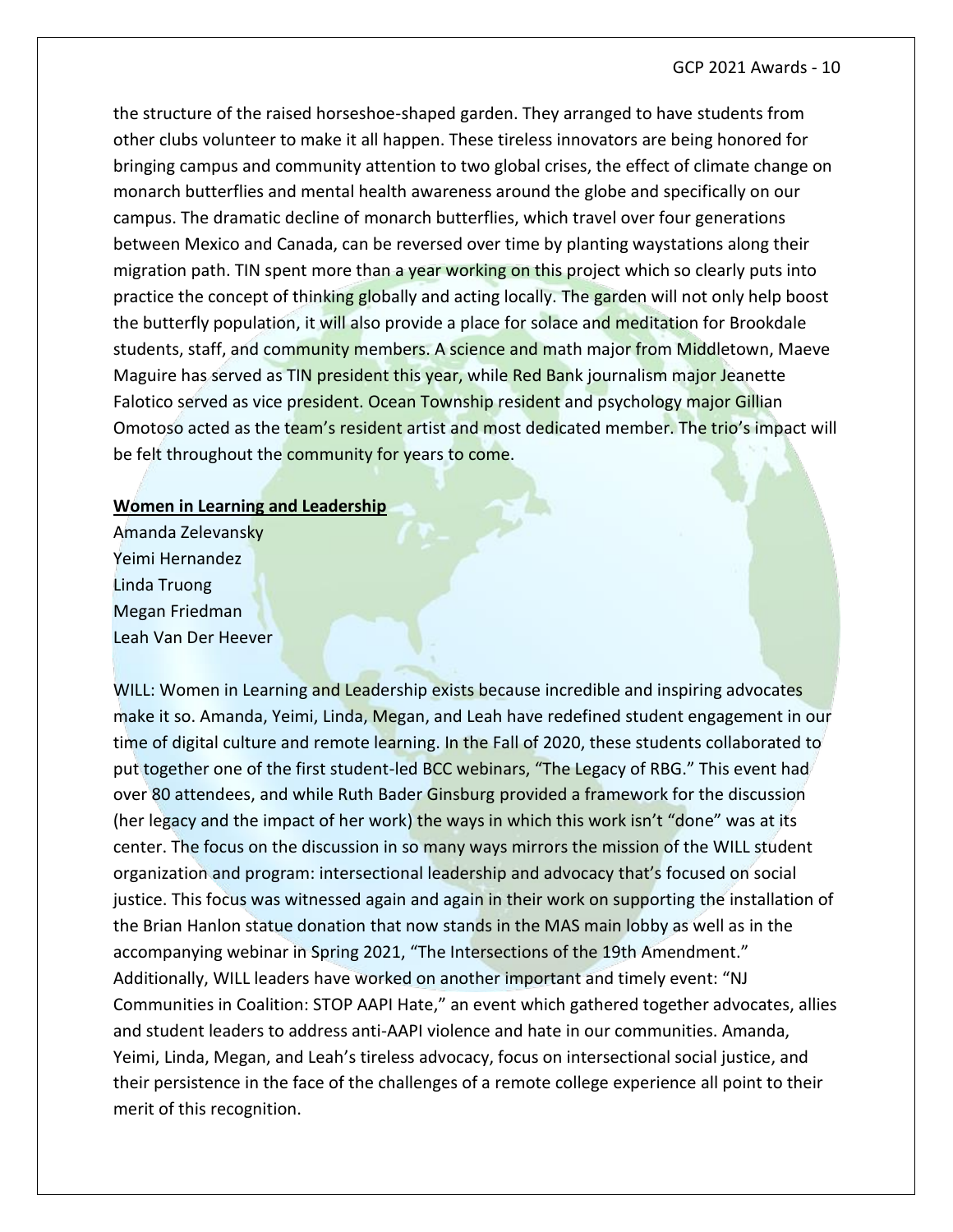the structure of the raised horseshoe-shaped garden. They arranged to have students from other clubs volunteer to make it all happen. These tireless innovators are being honored for bringing campus and community attention to two global crises, the effect of climate change on monarch butterflies and mental health awareness around the globe and specifically on our campus. The dramatic decline of monarch butterflies, which travel over four generations between Mexico and Canada, can be reversed over time by planting waystations along their migration path. TIN spent more than a year working on this project which so clearly puts into practice the concept of thinking globally and acting locally. The garden will not only help boost the butterfly population, it will also provide a place for solace and meditation for Brookdale students, staff, and community members. A science and math major from Middletown, Maeve Maguire has served as TIN president this year, while Red Bank journalism major Jeanette Falotico served as vice president. Ocean Township resident and psychology major Gillian Omotoso acted as the team's resident artist and most dedicated member. The trio's impact will be felt throughout the community for years to come.

**Women in Learning and Leadership**

Amanda Zelevansky
Yeimi Hernandez
Linda Truong
Megan Friedman
Leah Van Der Heever

WILL: Women in Learning and Leadership exists because incredible and inspiring advocates make it so. Amanda, Yeimi, Linda, Megan, and Leah have redefined student engagement in our time of digital culture and remote learning. In the Fall of 2020, these students collaborated to put together one of the first student-led BCC webinars, "The Legacy of RBG." This event had over 80 attendees, and while Ruth Bader Ginsburg provided a framework for the discussion (her legacy and the impact of her work) the ways in which this work isn't "done" was at its center. The focus on the discussion in so many ways mirrors the mission of the WILL student organization and program: intersectional leadership and advocacy that's focused on social justice. This focus was witnessed again and again in their work on supporting the installation of the Brian Hanlon statue donation that now stands in the MAS main lobby as well as in the accompanying webinar in Spring 2021, "The Intersections of the 19th Amendment." Additionally, WILL leaders have worked on another important and timely event: "NJ Communities in Coalition: STOP AAPI Hate," an event which gathered together advocates, allies and student leaders to address anti-AAPI violence and hate in our communities. Amanda, Yeimi, Linda, Megan, and Leah's tireless advocacy, focus on intersectional social justice, and their persistence in the face of the challenges of a remote college experience all point to their merit of this recognition.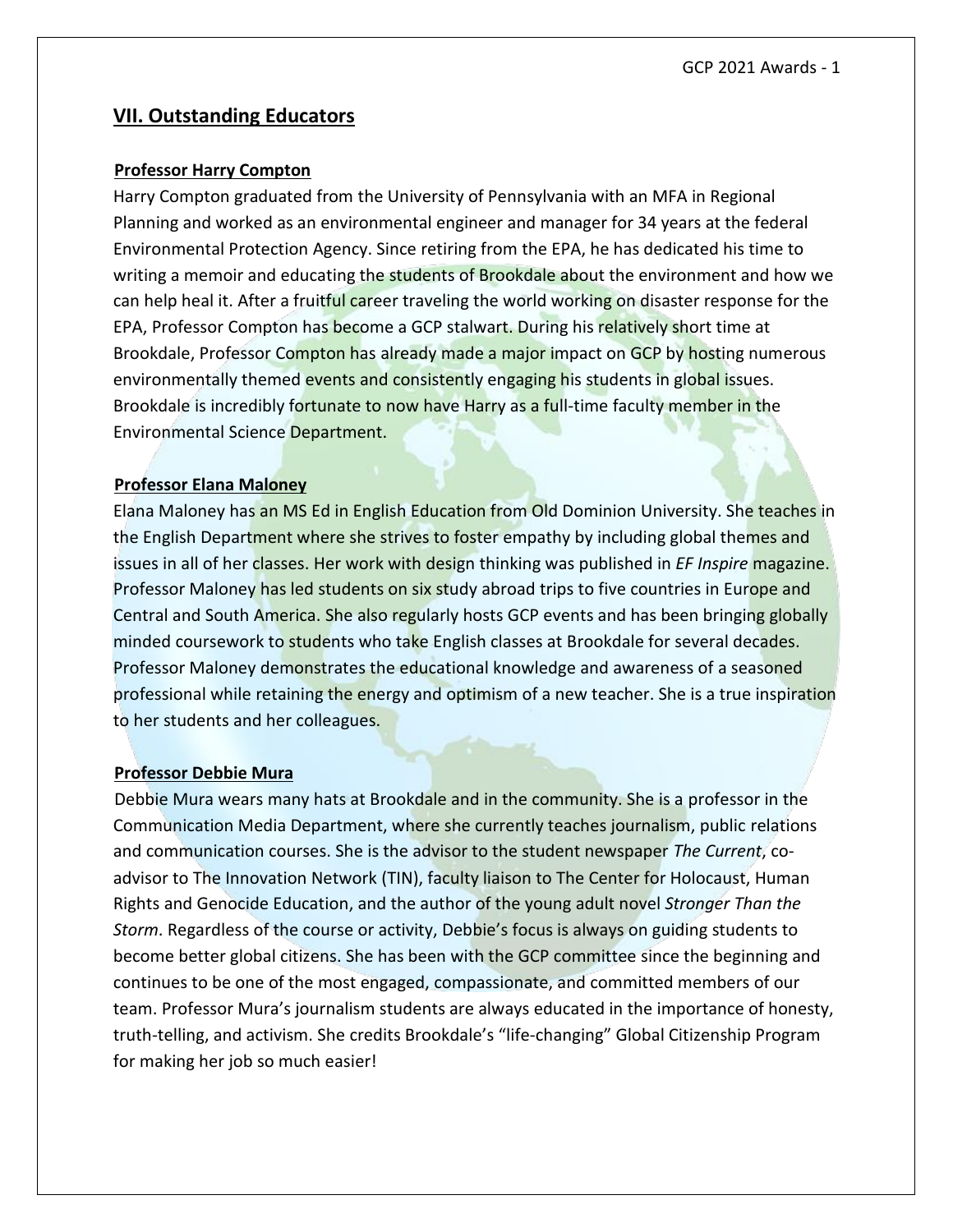## VII. Outstanding Educators

### Professor Harry Compton

Harry Compton graduated from the University of Pennsylvania with an MFA in Regional Planning and worked as an environmental engineer and manager for 34 years at the federal Environmental Protection Agency. Since retiring from the EPA, he has dedicated his time to writing a memoir and educating the students of Brookdale about the environment and how we can help heal it. After a fruitful career traveling the world working on disaster response for the EPA, Professor Compton has become a GCP stalwart. During his relatively short time at Brookdale, Professor Compton has already made a major impact on GCP by hosting numerous environmentally themed events and consistently engaging his students in global issues. Brookdale is incredibly fortunate to now have Harry as a full-time faculty member in the Environmental Science Department.

### Professor Elana Maloney

Elana Maloney has an MS Ed in English Education from Old Dominion University. She teaches in the English Department where she strives to foster empathy by including global themes and issues in all of her classes. Her work with design thinking was published in *EF Inspire* magazine. Professor Maloney has led students on six study abroad trips to five countries in Europe and Central and South America. She also regularly hosts GCP events and has been bringing globally minded coursework to students who take English classes at Brookdale for several decades. Professor Maloney demonstrates the educational knowledge and awareness of a seasoned professional while retaining the energy and optimism of a new teacher. She is a true inspiration to her students and her colleagues.

### Professor Debbie Mura

Debbie Mura wears many hats at Brookdale and in the community. She is a professor in the Communication Media Department, where she currently teaches journalism, public relations and communication courses. She is the advisor to the student newspaper *The Current*, co-advisor to The Innovation Network (TIN), faculty liaison to The Center for Holocaust, Human Rights and Genocide Education, and the author of the young adult novel *Stronger Than the Storm*. Regardless of the course or activity, Debbie's focus is always on guiding students to become better global citizens. She has been with the GCP committee since the beginning and continues to be one of the most engaged, compassionate, and committed members of our team. Professor Mura's journalism students are always educated in the importance of honesty, truth-telling, and activism. She credits Brookdale's "life-changing" Global Citizenship Program for making her job so much easier!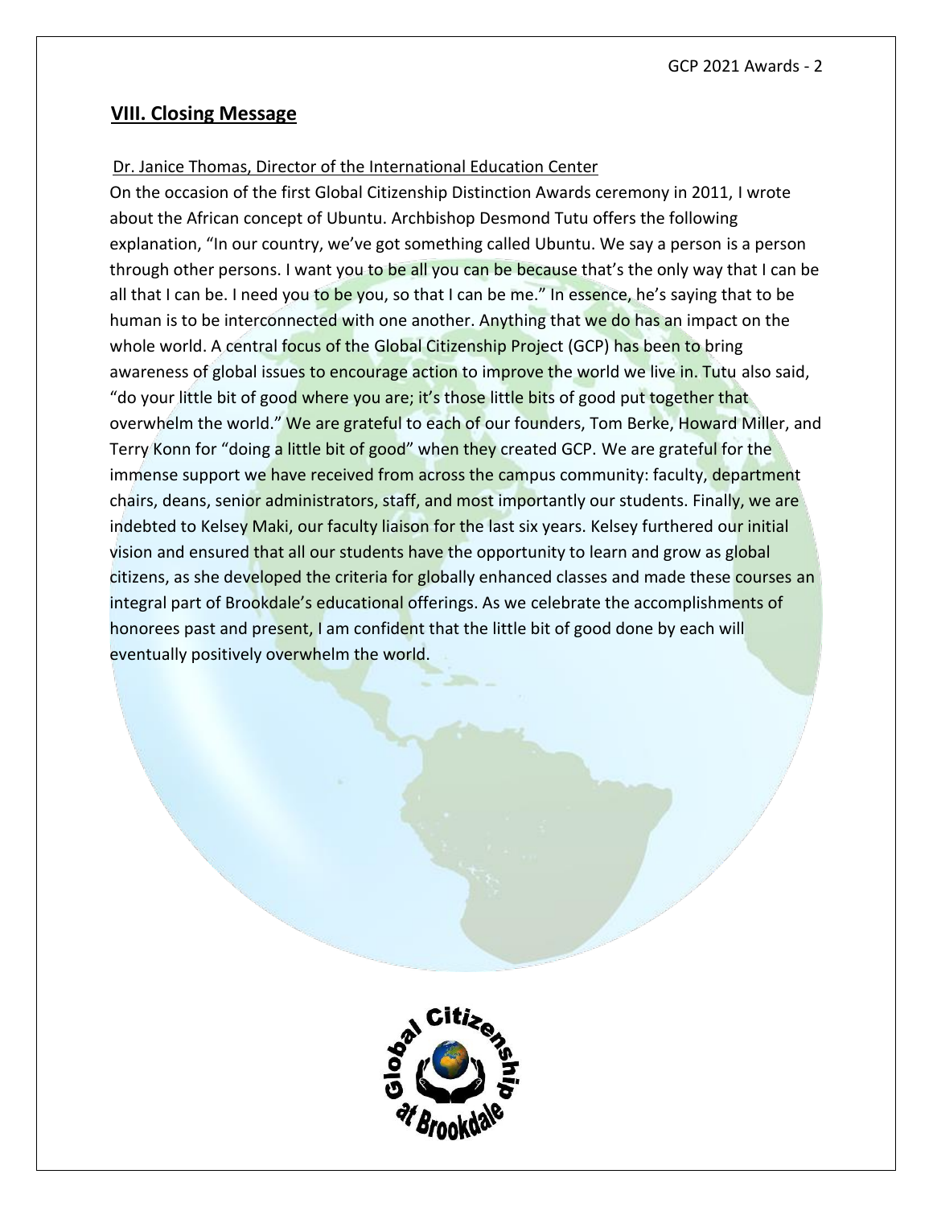## VIII. Closing Message

Dr. Janice Thomas, Director of the International Education Center

On the occasion of the first Global Citizenship Distinction Awards ceremony in 2011, I wrote about the African concept of Ubuntu. Archbishop Desmond Tutu offers the following explanation, "In our country, we've got something called Ubuntu. We say a person is a person through other persons. I want you to be all you can be because that's the only way that I can be all that I can be. I need you to be you, so that I can be me." In essence, he's saying that to be human is to be interconnected with one another. Anything that we do has an impact on the whole world. A central focus of the Global Citizenship Project (GCP) has been to bring awareness of global issues to encourage action to improve the world we live in. Tutu also said, "do your little bit of good where you are; it's those little bits of good put together that overwhelm the world." We are grateful to each of our founders, Tom Berke, Howard Miller, and Terry Konn for "doing a little bit of good" when they created GCP. We are grateful for the immense support we have received from across the campus community: faculty, department chairs, deans, senior administrators, staff, and most importantly our students. Finally, we are indebted to Kelsey Maki, our faculty liaison for the last six years. Kelsey furthered our initial vision and ensured that all our students have the opportunity to learn and grow as global citizens, as she developed the criteria for globally enhanced classes and made these courses an integral part of Brookdale's educational offerings. As we celebrate the accomplishments of honorees past and present, I am confident that the little bit of good done by each will eventually positively overwhelm the world.

Global Citizenship at Brookdale